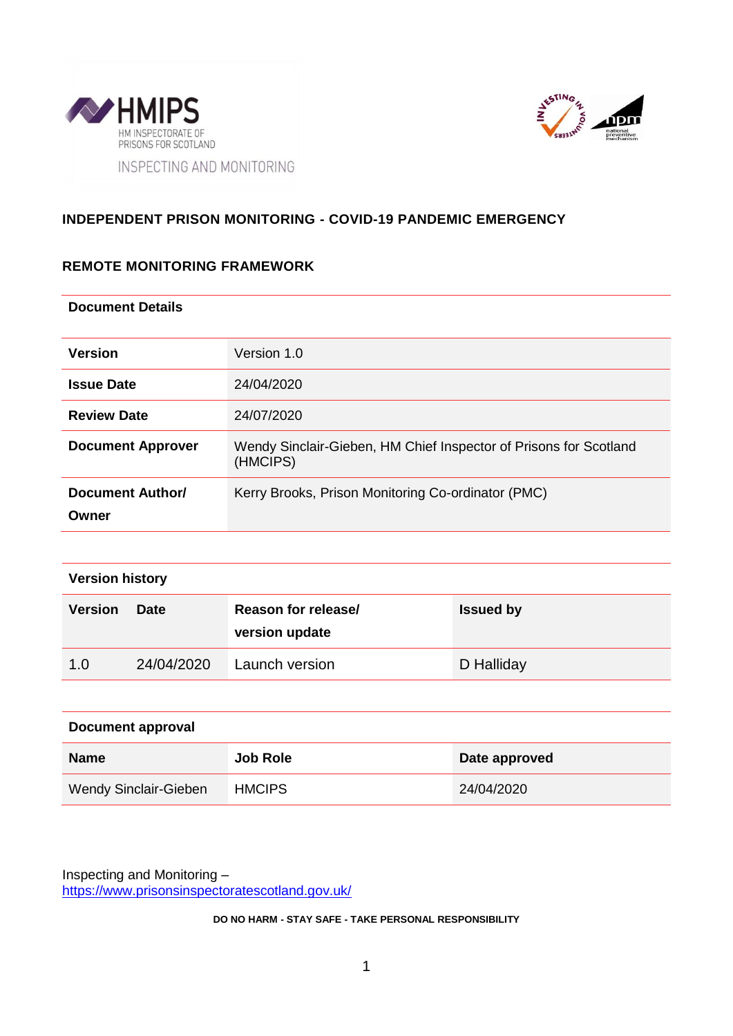HMIPS HM INSPECTORATE OF PRISONS FOR SCOTLAND

INSPECTING AND MONITORING

## INDEPENDENT PRISON MONITORING - COVID-19 PANDEMIC EMERGENCY

## REMOTE MONITORING FRAMEWORK

| Document Details | |
|---|---|
| **Version** | Version 1.0 |
| **Issue Date** | 24/04/2020 |
| **Review Date** | 24/07/2020 |
| **Document Approver** | Wendy Sinclair-Gieben, HM Chief Inspector of Prisons for Scotland (HMCIPS) |
| **Document Author/ Owner** | Kerry Brooks, Prison Monitoring Co-ordinator (PMC) |

**Version history**

| Version | Date | Reason for release/ version update | Issued by |
|---|---|---|---|
| 1.0 | 24/04/2020 | Launch version | D Halliday |

**Document approval**

| Name | Job Role | Date approved |
|---|---|---|
| Wendy Sinclair-Gieben | HMCIPS | 24/04/2020 |

Inspecting and Monitoring –
https://www.prisonsinspectoratescotland.gov.uk/

**DO NO HARM - STAY SAFE - TAKE PERSONAL RESPONSIBILITY**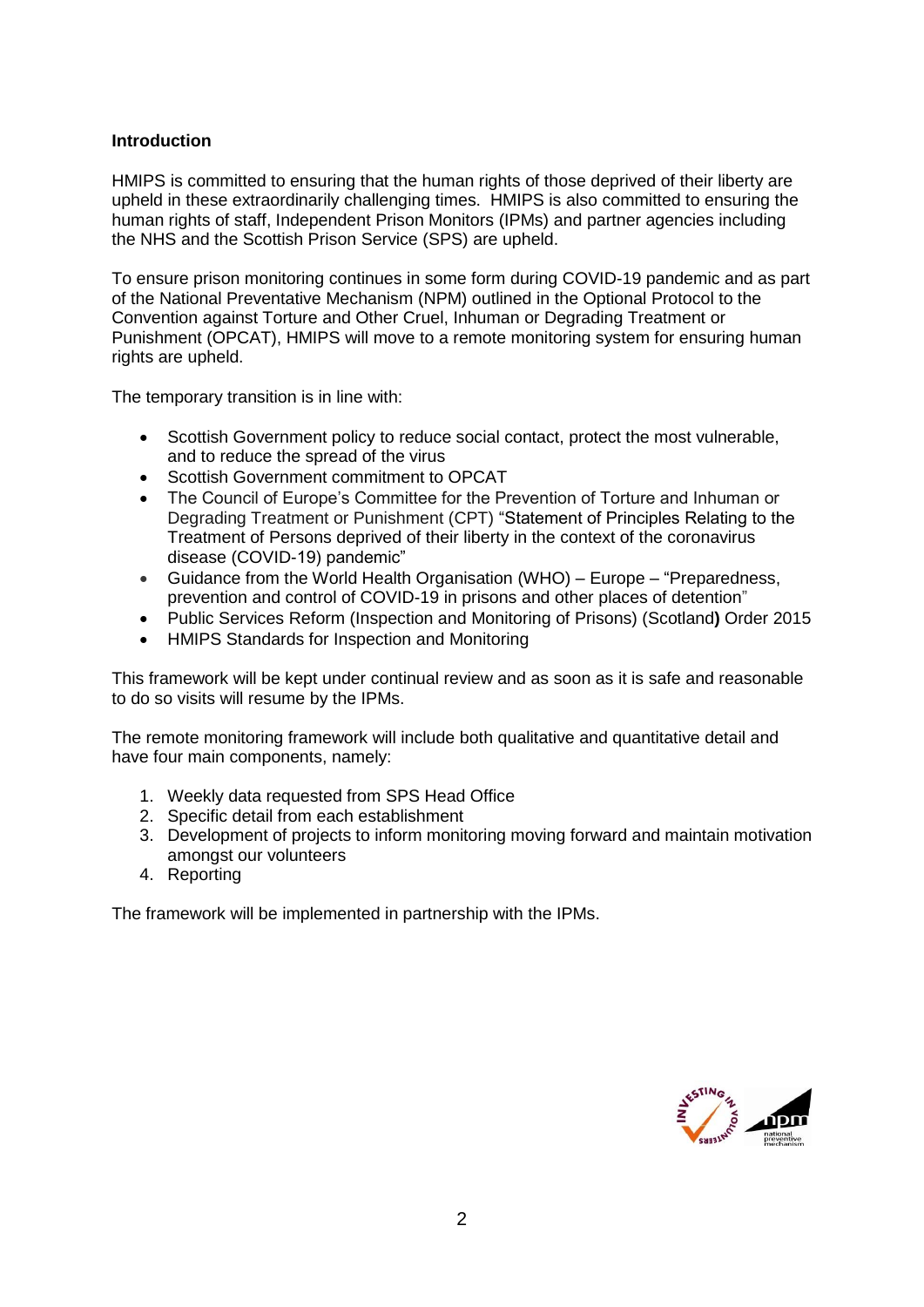**Introduction**

HMIPS is committed to ensuring that the human rights of those deprived of their liberty are upheld in these extraordinarily challenging times. HMIPS is also committed to ensuring the human rights of staff, Independent Prison Monitors (IPMs) and partner agencies including the NHS and the Scottish Prison Service (SPS) are upheld.

To ensure prison monitoring continues in some form during COVID-19 pandemic and as part of the National Preventative Mechanism (NPM) outlined in the Optional Protocol to the Convention against Torture and Other Cruel, Inhuman or Degrading Treatment or Punishment (OPCAT), HMIPS will move to a remote monitoring system for ensuring human rights are upheld.

The temporary transition is in line with:

- Scottish Government policy to reduce social contact, protect the most vulnerable, and to reduce the spread of the virus
- Scottish Government commitment to OPCAT
- The Council of Europe's Committee for the Prevention of Torture and Inhuman or Degrading Treatment or Punishment (CPT) "Statement of Principles Relating to the Treatment of Persons deprived of their liberty in the context of the coronavirus disease (COVID-19) pandemic"
- Guidance from the World Health Organisation (WHO) – Europe – "Preparedness, prevention and control of COVID-19 in prisons and other places of detention"
- Public Services Reform (Inspection and Monitoring of Prisons) (Scotland**)** Order 2015
- HMIPS Standards for Inspection and Monitoring

This framework will be kept under continual review and as soon as it is safe and reasonable to do so visits will resume by the IPMs.

The remote monitoring framework will include both qualitative and quantitative detail and have four main components, namely:

1. Weekly data requested from SPS Head Office
2. Specific detail from each establishment
3. Development of projects to inform monitoring moving forward and maintain motivation amongst our volunteers
4. Reporting

The framework will be implemented in partnership with the IPMs.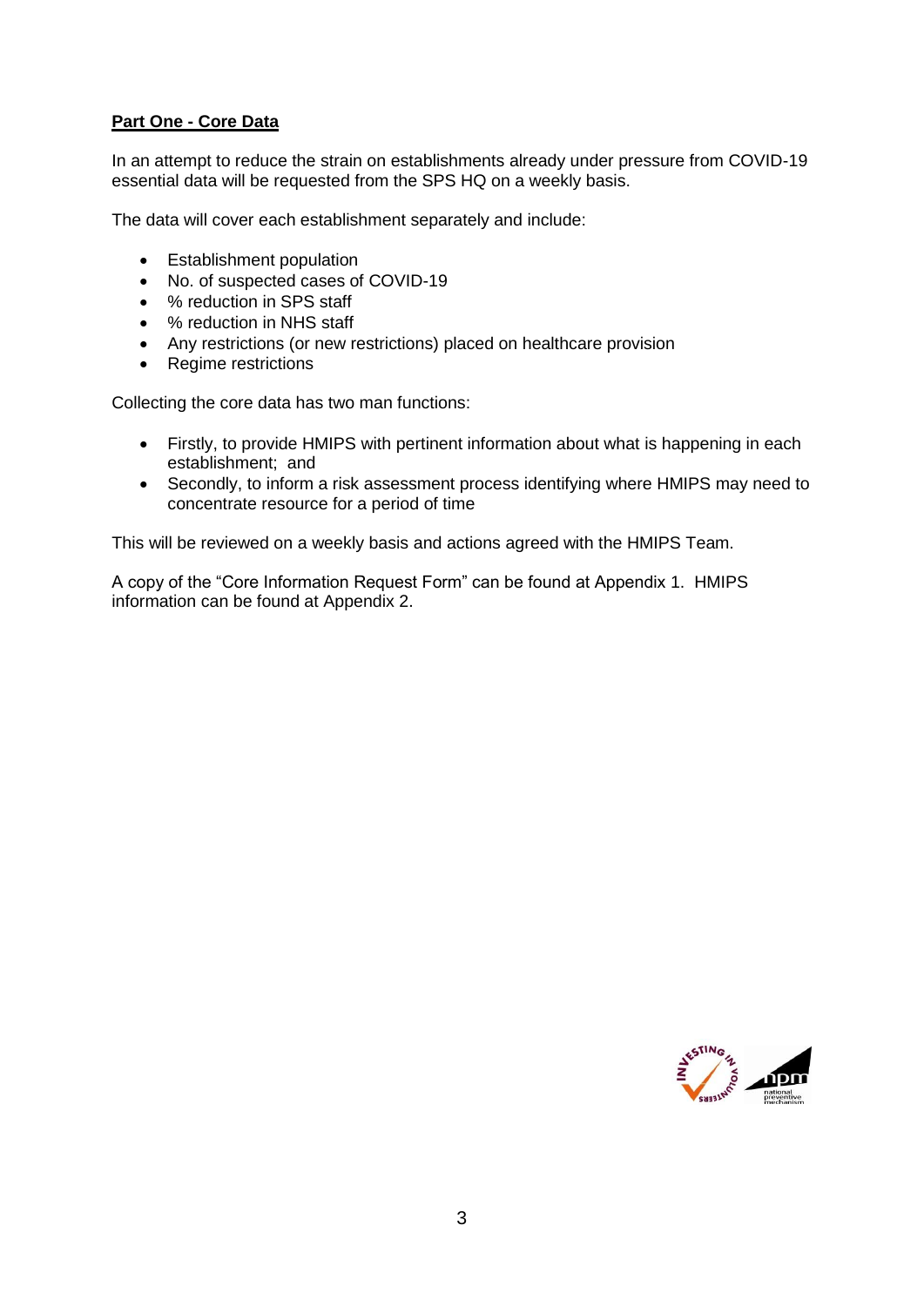**Part One - Core Data**

In an attempt to reduce the strain on establishments already under pressure from COVID-19 essential data will be requested from the SPS HQ on a weekly basis.

The data will cover each establishment separately and include:

- Establishment population
- No. of suspected cases of COVID-19
- % reduction in SPS staff
- % reduction in NHS staff
- Any restrictions (or new restrictions) placed on healthcare provision
- Regime restrictions

Collecting the core data has two man functions:

- Firstly, to provide HMIPS with pertinent information about what is happening in each establishment; and
- Secondly, to inform a risk assessment process identifying where HMIPS may need to concentrate resource for a period of time

This will be reviewed on a weekly basis and actions agreed with the HMIPS Team.

A copy of the "Core Information Request Form" can be found at Appendix 1. HMIPS information can be found at Appendix 2.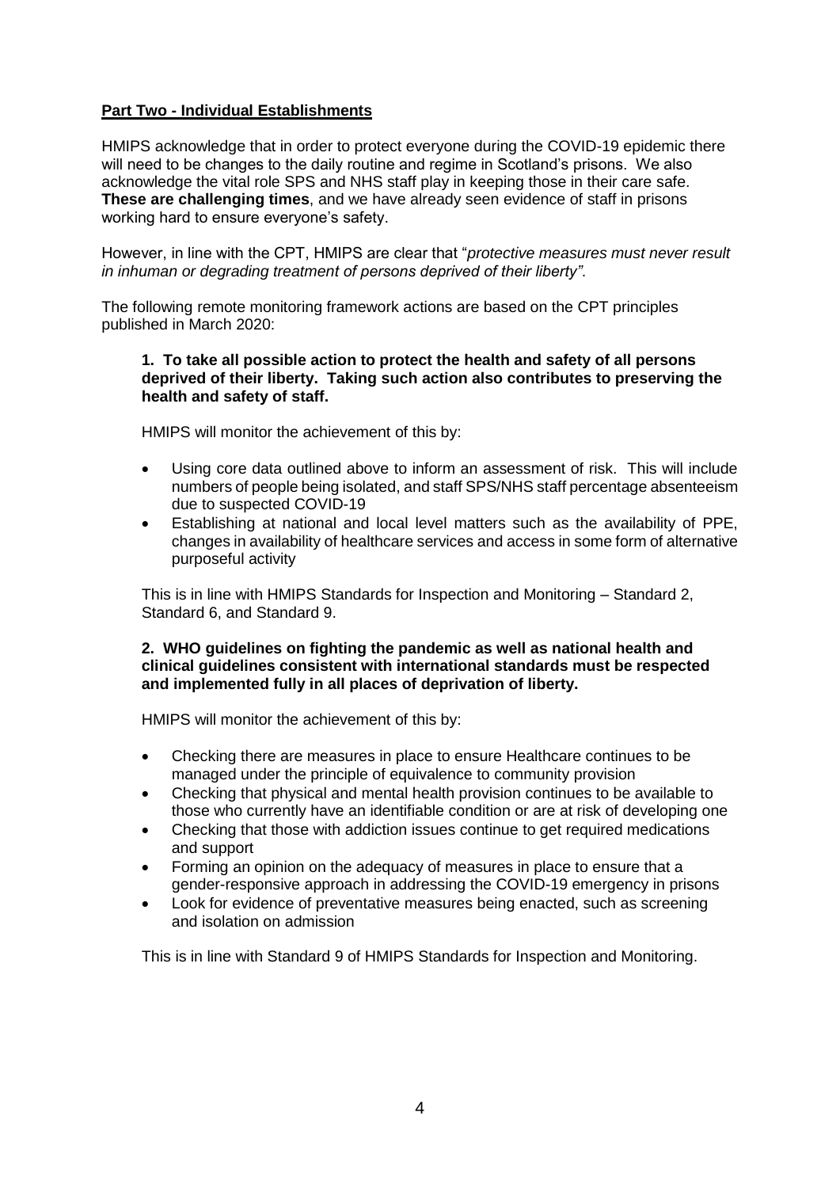## Part Two - Individual Establishments

HMIPS acknowledge that in order to protect everyone during the COVID-19 epidemic there will need to be changes to the daily routine and regime in Scotland's prisons. We also acknowledge the vital role SPS and NHS staff play in keeping those in their care safe. **These are challenging times**, and we have already seen evidence of staff in prisons working hard to ensure everyone's safety.

However, in line with the CPT, HMIPS are clear that "*protective measures must never result in inhuman or degrading treatment of persons deprived of their liberty"*.

The following remote monitoring framework actions are based on the CPT principles published in March 2020:

**1. To take all possible action to protect the health and safety of all persons deprived of their liberty. Taking such action also contributes to preserving the health and safety of staff.**

HMIPS will monitor the achievement of this by:

- Using core data outlined above to inform an assessment of risk. This will include numbers of people being isolated, and staff SPS/NHS staff percentage absenteeism due to suspected COVID-19
- Establishing at national and local level matters such as the availability of PPE, changes in availability of healthcare services and access in some form of alternative purposeful activity

This is in line with HMIPS Standards for Inspection and Monitoring – Standard 2, Standard 6, and Standard 9.

**2. WHO guidelines on fighting the pandemic as well as national health and clinical guidelines consistent with international standards must be respected and implemented fully in all places of deprivation of liberty.**

HMIPS will monitor the achievement of this by:

- Checking there are measures in place to ensure Healthcare continues to be managed under the principle of equivalence to community provision
- Checking that physical and mental health provision continues to be available to those who currently have an identifiable condition or are at risk of developing one
- Checking that those with addiction issues continue to get required medications and support
- Forming an opinion on the adequacy of measures in place to ensure that a gender-responsive approach in addressing the COVID-19 emergency in prisons
- Look for evidence of preventative measures being enacted, such as screening and isolation on admission

This is in line with Standard 9 of HMIPS Standards for Inspection and Monitoring.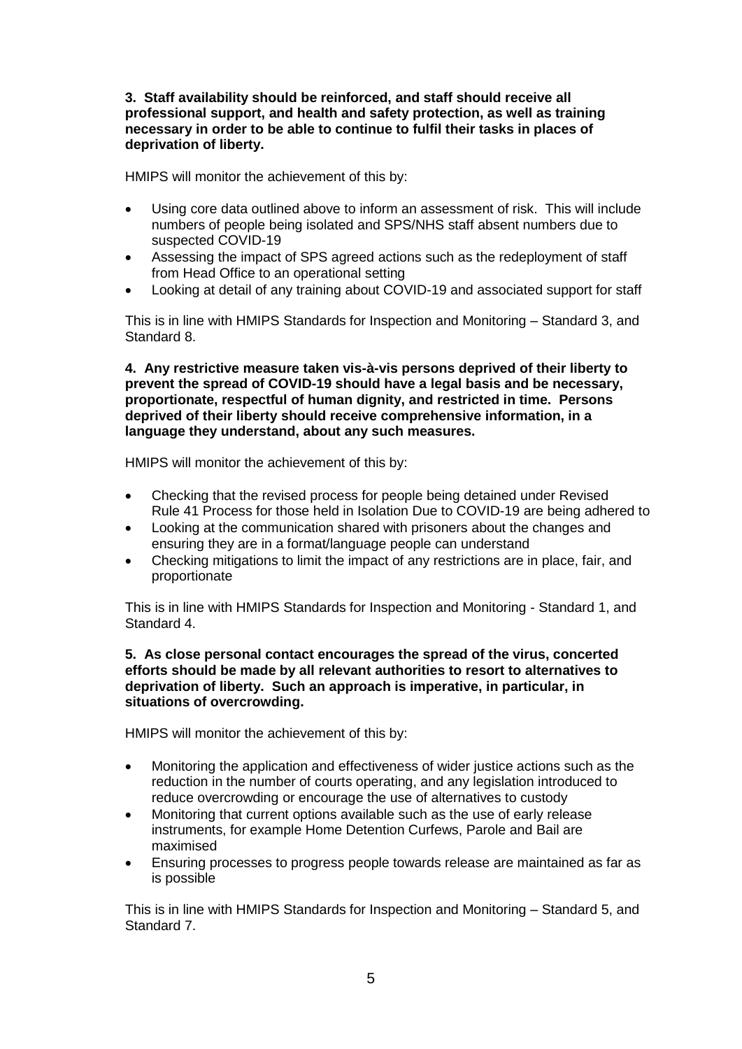**3. Staff availability should be reinforced, and staff should receive all professional support, and health and safety protection, as well as training necessary in order to be able to continue to fulfil their tasks in places of deprivation of liberty.**

HMIPS will monitor the achievement of this by:

- Using core data outlined above to inform an assessment of risk. This will include numbers of people being isolated and SPS/NHS staff absent numbers due to suspected COVID-19
- Assessing the impact of SPS agreed actions such as the redeployment of staff from Head Office to an operational setting
- Looking at detail of any training about COVID-19 and associated support for staff

This is in line with HMIPS Standards for Inspection and Monitoring – Standard 3, and Standard 8.

**4. Any restrictive measure taken vis-à-vis persons deprived of their liberty to prevent the spread of COVID-19 should have a legal basis and be necessary, proportionate, respectful of human dignity, and restricted in time. Persons deprived of their liberty should receive comprehensive information, in a language they understand, about any such measures.**

HMIPS will monitor the achievement of this by:

- Checking that the revised process for people being detained under Revised Rule 41 Process for those held in Isolation Due to COVID-19 are being adhered to
- Looking at the communication shared with prisoners about the changes and ensuring they are in a format/language people can understand
- Checking mitigations to limit the impact of any restrictions are in place, fair, and proportionate

This is in line with HMIPS Standards for Inspection and Monitoring - Standard 1, and Standard 4.

**5. As close personal contact encourages the spread of the virus, concerted efforts should be made by all relevant authorities to resort to alternatives to deprivation of liberty. Such an approach is imperative, in particular, in situations of overcrowding.**

HMIPS will monitor the achievement of this by:

- Monitoring the application and effectiveness of wider justice actions such as the reduction in the number of courts operating, and any legislation introduced to reduce overcrowding or encourage the use of alternatives to custody
- Monitoring that current options available such as the use of early release instruments, for example Home Detention Curfews, Parole and Bail are maximised
- Ensuring processes to progress people towards release are maintained as far as is possible

This is in line with HMIPS Standards for Inspection and Monitoring – Standard 5, and Standard 7.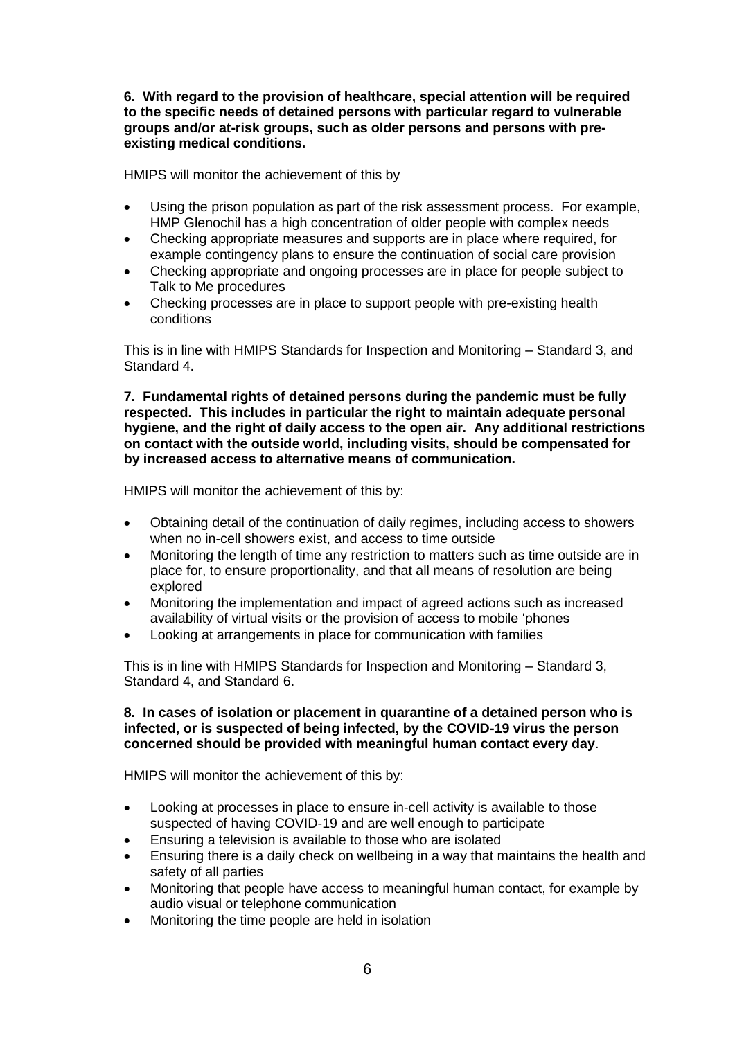**6. With regard to the provision of healthcare, special attention will be required to the specific needs of detained persons with particular regard to vulnerable groups and/or at-risk groups, such as older persons and persons with pre-existing medical conditions.**

HMIPS will monitor the achievement of this by

- Using the prison population as part of the risk assessment process. For example, HMP Glenochil has a high concentration of older people with complex needs
- Checking appropriate measures and supports are in place where required, for example contingency plans to ensure the continuation of social care provision
- Checking appropriate and ongoing processes are in place for people subject to Talk to Me procedures
- Checking processes are in place to support people with pre-existing health conditions

This is in line with HMIPS Standards for Inspection and Monitoring – Standard 3, and Standard 4.

**7. Fundamental rights of detained persons during the pandemic must be fully respected. This includes in particular the right to maintain adequate personal hygiene, and the right of daily access to the open air. Any additional restrictions on contact with the outside world, including visits, should be compensated for by increased access to alternative means of communication.**

HMIPS will monitor the achievement of this by:

- Obtaining detail of the continuation of daily regimes, including access to showers when no in-cell showers exist, and access to time outside
- Monitoring the length of time any restriction to matters such as time outside are in place for, to ensure proportionality, and that all means of resolution are being explored
- Monitoring the implementation and impact of agreed actions such as increased availability of virtual visits or the provision of access to mobile 'phones
- Looking at arrangements in place for communication with families

This is in line with HMIPS Standards for Inspection and Monitoring – Standard 3, Standard 4, and Standard 6.

**8. In cases of isolation or placement in quarantine of a detained person who is infected, or is suspected of being infected, by the COVID-19 virus the person concerned should be provided with meaningful human contact every day**.

HMIPS will monitor the achievement of this by:

- Looking at processes in place to ensure in-cell activity is available to those suspected of having COVID-19 and are well enough to participate
- Ensuring a television is available to those who are isolated
- Ensuring there is a daily check on wellbeing in a way that maintains the health and safety of all parties
- Monitoring that people have access to meaningful human contact, for example by audio visual or telephone communication
- Monitoring the time people are held in isolation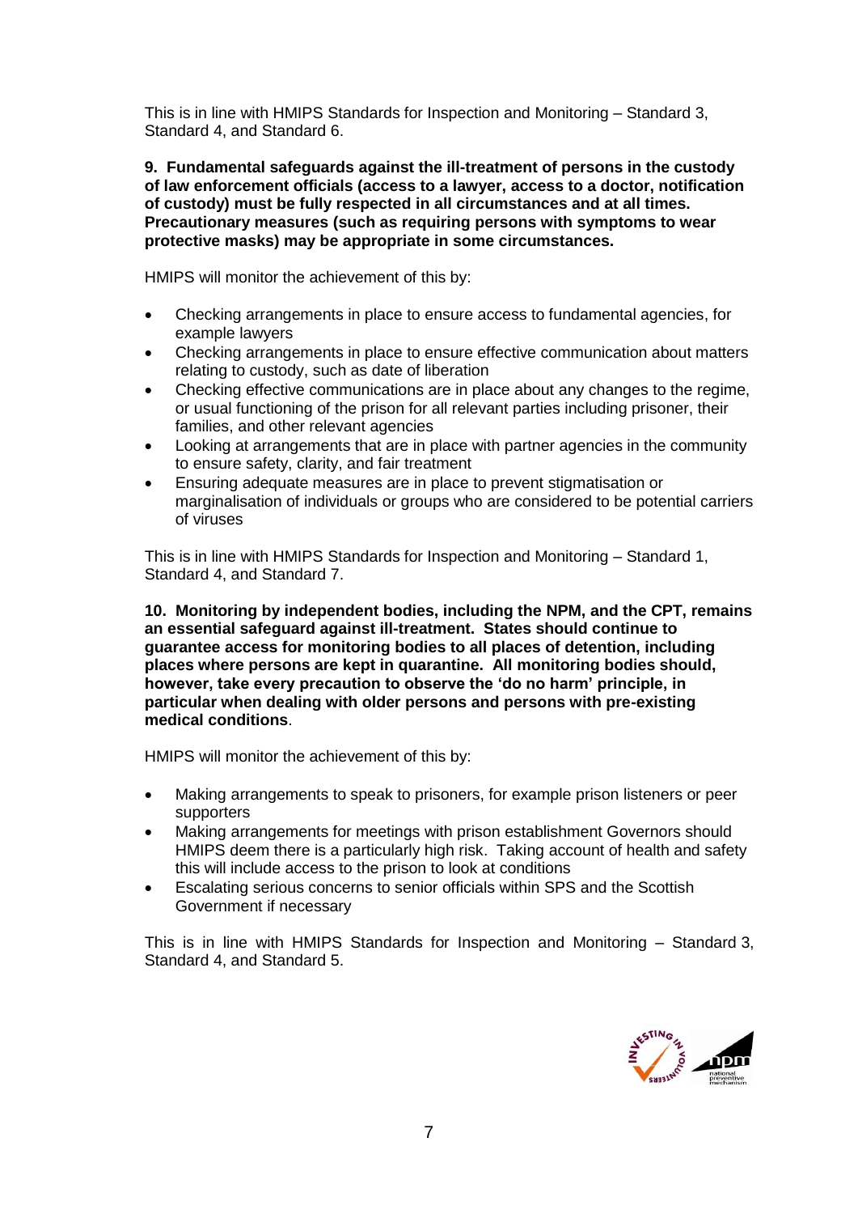This is in line with HMIPS Standards for Inspection and Monitoring – Standard 3, Standard 4, and Standard 6.

**9. Fundamental safeguards against the ill-treatment of persons in the custody of law enforcement officials (access to a lawyer, access to a doctor, notification of custody) must be fully respected in all circumstances and at all times. Precautionary measures (such as requiring persons with symptoms to wear protective masks) may be appropriate in some circumstances.**

HMIPS will monitor the achievement of this by:

- Checking arrangements in place to ensure access to fundamental agencies, for example lawyers
- Checking arrangements in place to ensure effective communication about matters relating to custody, such as date of liberation
- Checking effective communications are in place about any changes to the regime, or usual functioning of the prison for all relevant parties including prisoner, their families, and other relevant agencies
- Looking at arrangements that are in place with partner agencies in the community to ensure safety, clarity, and fair treatment
- Ensuring adequate measures are in place to prevent stigmatisation or marginalisation of individuals or groups who are considered to be potential carriers of viruses

This is in line with HMIPS Standards for Inspection and Monitoring – Standard 1, Standard 4, and Standard 7.

**10. Monitoring by independent bodies, including the NPM, and the CPT, remains an essential safeguard against ill-treatment. States should continue to guarantee access for monitoring bodies to all places of detention, including places where persons are kept in quarantine. All monitoring bodies should, however, take every precaution to observe the 'do no harm' principle, in particular when dealing with older persons and persons with pre-existing medical conditions**.

HMIPS will monitor the achievement of this by:

- Making arrangements to speak to prisoners, for example prison listeners or peer supporters
- Making arrangements for meetings with prison establishment Governors should HMIPS deem there is a particularly high risk. Taking account of health and safety this will include access to the prison to look at conditions
- Escalating serious concerns to senior officials within SPS and the Scottish Government if necessary

This is in line with HMIPS Standards for Inspection and Monitoring – Standard 3, Standard 4, and Standard 5.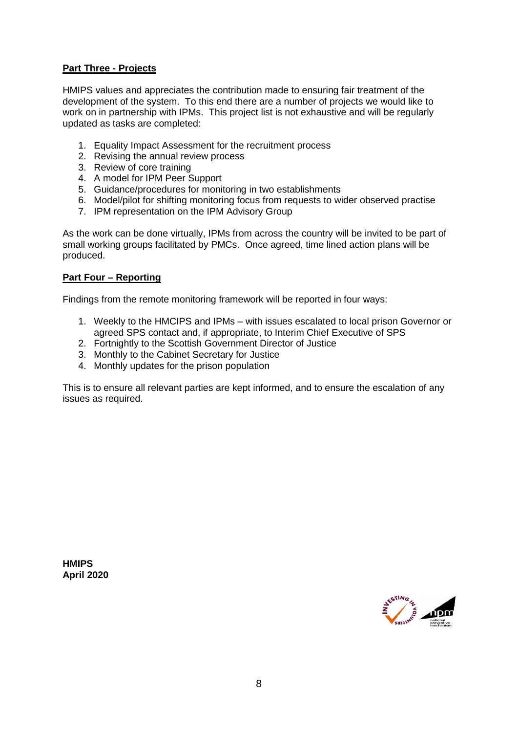**Part Three - Projects**

HMIPS values and appreciates the contribution made to ensuring fair treatment of the development of the system. To this end there are a number of projects we would like to work on in partnership with IPMs. This project list is not exhaustive and will be regularly updated as tasks are completed:

1. Equality Impact Assessment for the recruitment process
2. Revising the annual review process
3. Review of core training
4. A model for IPM Peer Support
5. Guidance/procedures for monitoring in two establishments
6. Model/pilot for shifting monitoring focus from requests to wider observed practise
7. IPM representation on the IPM Advisory Group

As the work can be done virtually, IPMs from across the country will be invited to be part of small working groups facilitated by PMCs. Once agreed, time lined action plans will be produced.

**Part Four – Reporting**

Findings from the remote monitoring framework will be reported in four ways:

1. Weekly to the HMCIPS and IPMs – with issues escalated to local prison Governor or agreed SPS contact and, if appropriate, to Interim Chief Executive of SPS
2. Fortnightly to the Scottish Government Director of Justice
3. Monthly to the Cabinet Secretary for Justice
4. Monthly updates for the prison population

This is to ensure all relevant parties are kept informed, and to ensure the escalation of any issues as required.

**HMIPS**
**April 2020**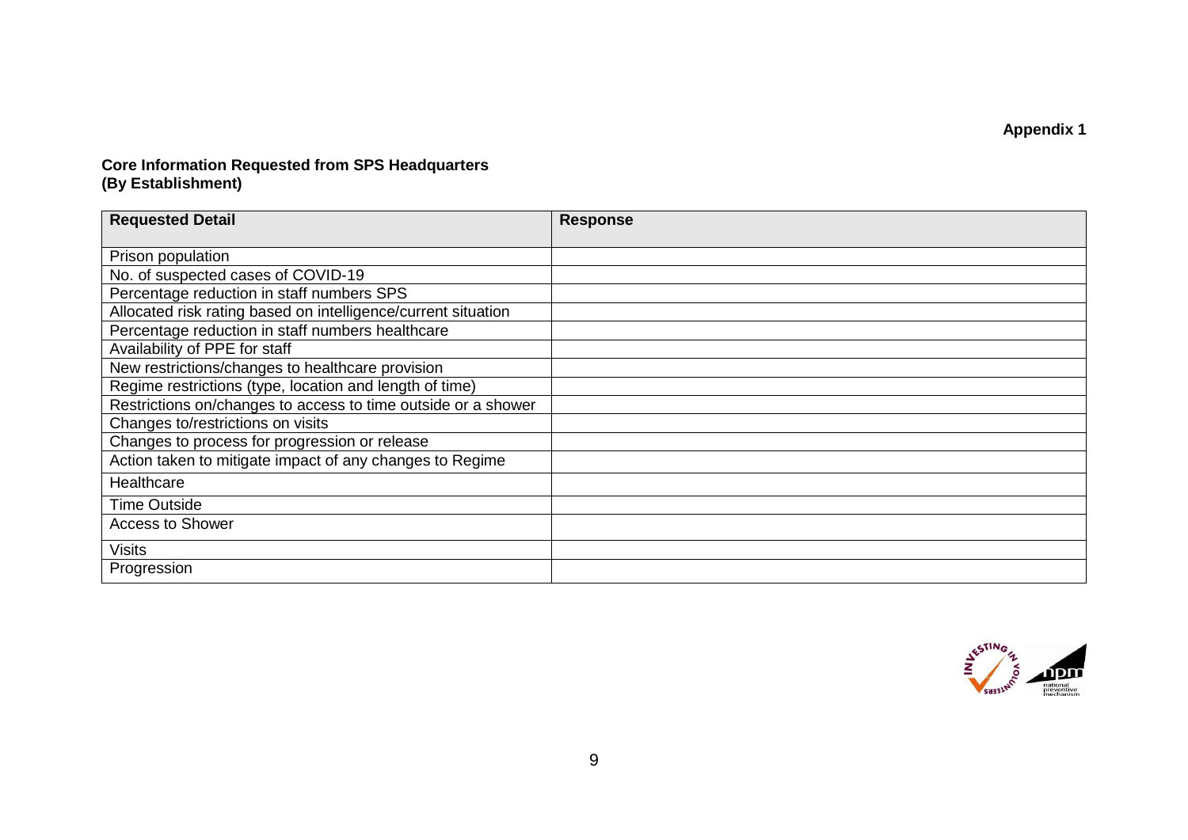**Appendix 1**

**Core Information Requested from SPS Headquarters**
**(By Establishment)**

| Requested Detail | Response |
| --- | --- |
| Prison population | |
| No. of suspected cases of COVID-19 | |
| Percentage reduction in staff numbers SPS | |
| Allocated risk rating based on intelligence/current situation | |
| Percentage reduction in staff numbers healthcare | |
| Availability of PPE for staff | |
| New restrictions/changes to healthcare provision | |
| Regime restrictions (type, location and length of time) | |
| Restrictions on/changes to access to time outside or a shower | |
| Changes to/restrictions on visits | |
| Changes to process for progression or release | |
| Action taken to mitigate impact of any changes to Regime | |
| Healthcare | |
| Time Outside | |
| Access to Shower | |
| Visits | |
| Progression | |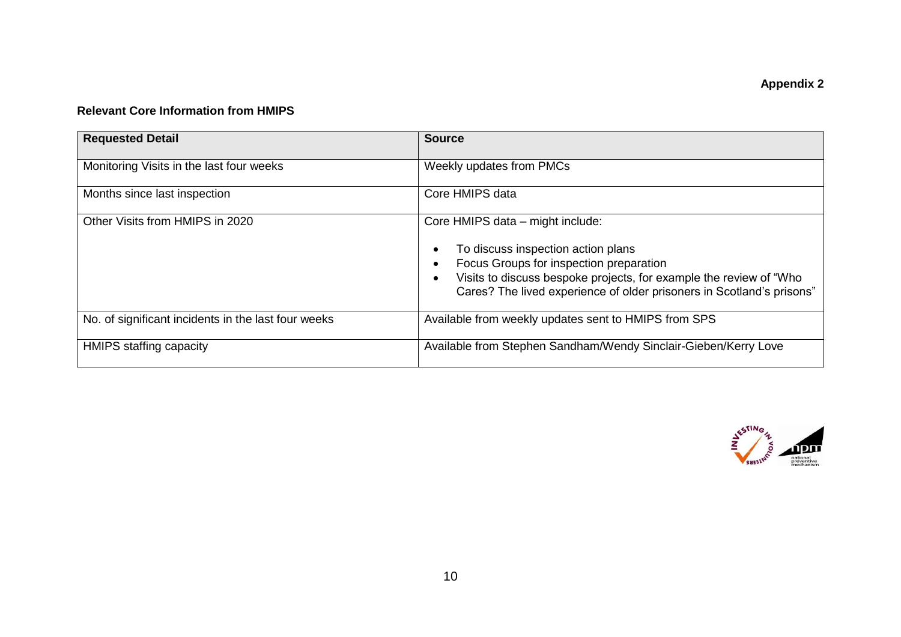**Appendix 2**

**Relevant Core Information from HMIPS**

| Requested Detail | Source |
| --- | --- |
| Monitoring Visits in the last four weeks | Weekly updates from PMCs |
| Months since last inspection | Core HMIPS data |
| Other Visits from HMIPS in 2020 | Core HMIPS data – might include:<br>• To discuss inspection action plans<br>• Focus Groups for inspection preparation<br>• Visits to discuss bespoke projects, for example the review of "Who Cares? The lived experience of older prisoners in Scotland's prisons" |
| No. of significant incidents in the last four weeks | Available from weekly updates sent to HMIPS from SPS |
| HMIPS staffing capacity | Available from Stephen Sandham/Wendy Sinclair-Gieben/Kerry Love |